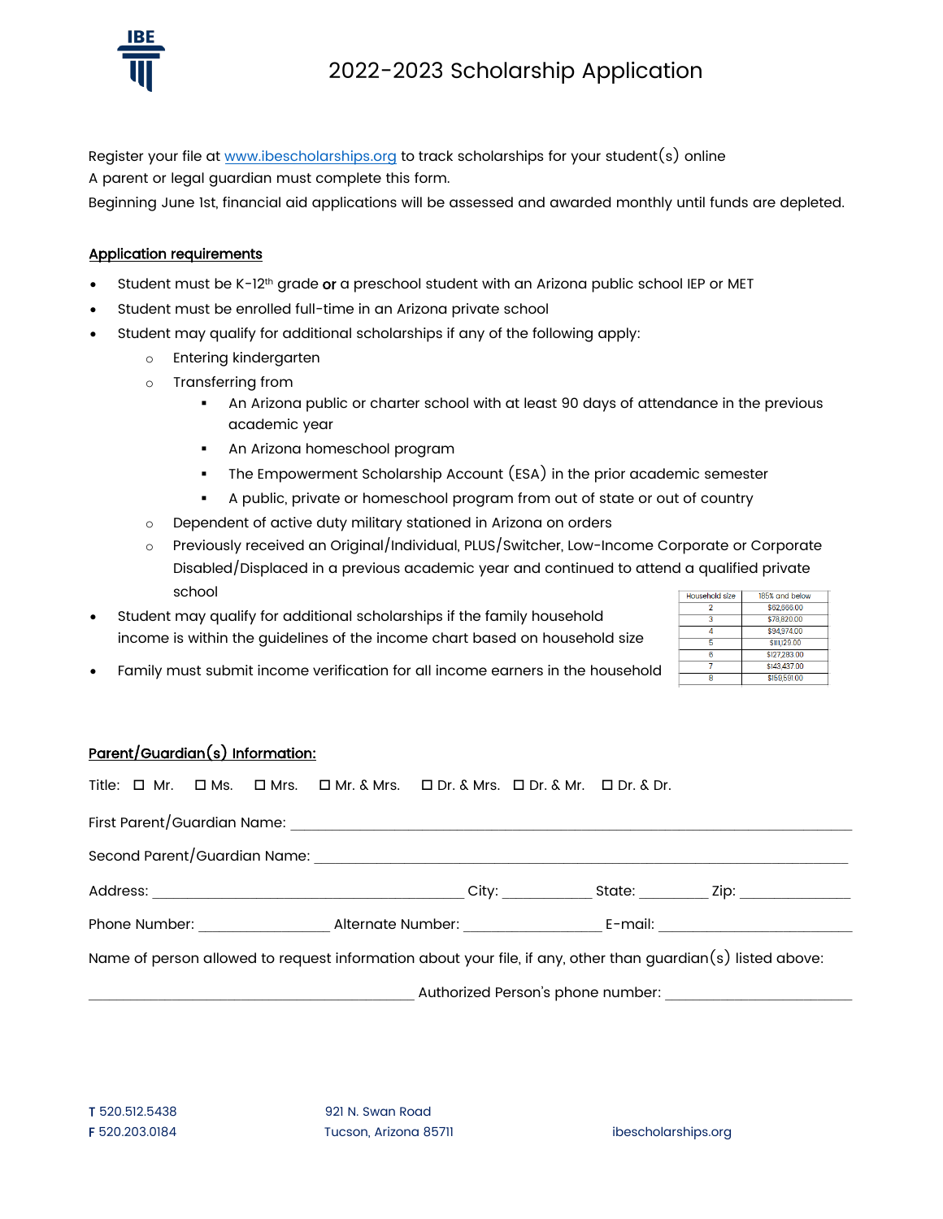# 2022-2023 Scholarship Application

Register your file at [www.ibescholarships.org](http://www.ibescholarships.org) to track scholarships for your student(s) online
A parent or legal guardian must complete this form.
Beginning June 1st, financial aid applications will be assessed and awarded monthly until funds are depleted.

## Application requirements

- Student must be K-12th grade **or** a preschool student with an Arizona public school IEP or MET
- Student must be enrolled full-time in an Arizona private school
- Student may qualify for additional scholarships if any of the following apply:
  - Entering kindergarten
  - Transferring from
    - An Arizona public or charter school with at least 90 days of attendance in the previous academic year
    - An Arizona homeschool program
    - The Empowerment Scholarship Account (ESA) in the prior academic semester
    - A public, private or homeschool program from out of state or out of country
  - Dependent of active duty military stationed in Arizona on orders
  - Previously received an Original/Individual, PLUS/Switcher, Low-Income Corporate or Corporate Disabled/Displaced in a previous academic year and continued to attend a qualified private school
- Student may qualify for additional scholarships if the family household income is within the guidelines of the income chart based on household size
- Family must submit income verification for all income earners in the household

| Household size | 185% and below |
|---|---|
| 2 | $62,666.00 |
| 3 | $78,820.00 |
| 4 | $94,974.00 |
| 5 | $111,129.00 |
| 6 | $127,283.00 |
| 7 | $143,437.00 |
| 8 | $159,591.00 |

## Parent/Guardian(s) Information:

Title: ☐ Mr. ☐ Ms. ☐ Mrs. ☐ Mr. & Mrs. ☐ Dr. & Mrs. ☐ Dr. & Mr. ☐ Dr. & Dr.

First Parent/Guardian Name: ______________________________

Second Parent/Guardian Name: ______________________________

Address: ______________________ City: __________ State: ________ Zip: __________

Phone Number: ______________ Alternate Number: ______________ E-mail: ______________________

Name of person allowed to request information about your file, if any, other than guardian(s) listed above:

______________________________ Authorized Person's phone number: ______________________

T 520.512.5438
F 520.203.0184

921 N. Swan Road
Tucson, Arizona 85711

ibescholarships.org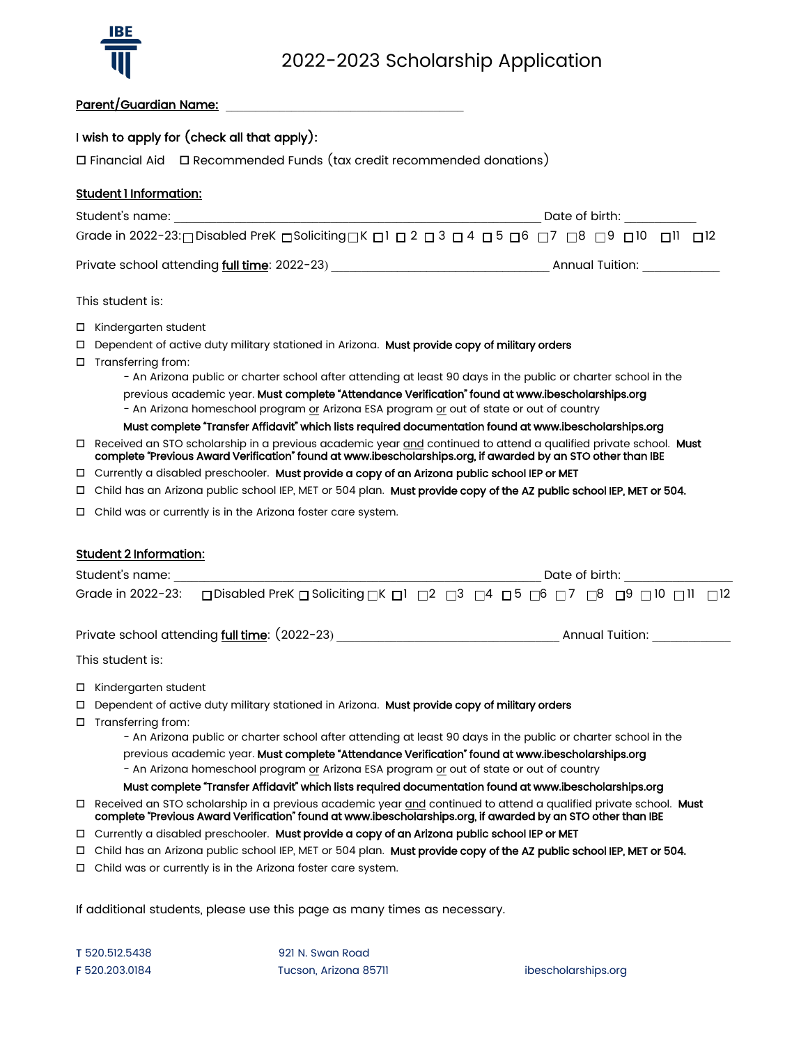# 2022-2023 Scholarship Application

**Parent/Guardian Name:** ________________________________

**I wish to apply for (check all that apply):**

☐ Financial Aid ☐ Recommended Funds (tax credit recommended donations)

**Student 1 Information:**

Student's name: ______________________________________________ Date of birth: __________

Grade in 2022-23: ☐ Disabled PreK ☐ Soliciting ☐ K ☐ 1 ☐ 2 ☐ 3 ☐ 4 ☐ 5 ☐ 6 ☐ 7 ☐ 8 ☐ 9 ☐ 10 ☐ 11 ☐ 12

Private school attending full time: 2022-23) ______________________________ Annual Tuition: __________

This student is:

- ☐ Kindergarten student
- ☐ Dependent of active duty military stationed in Arizona. **Must provide copy of military orders**
- ☐ Transferring from:
  - An Arizona public or charter school after attending at least 90 days in the public or charter school in the previous academic year. **Must complete "Attendance Verification" found at www.ibescholarships.org**
  - An Arizona homeschool program or Arizona ESA program or out of state or out of country
  
  **Must complete "Transfer Affidavit" which lists required documentation found at www.ibescholarships.org**
- ☐ Received an STO scholarship in a previous academic year and continued to attend a qualified private school. **Must complete "Previous Award Verification" found at www.ibescholarships.org, if awarded by an STO other than IBE**
- ☐ Currently a disabled preschooler. **Must provide a copy of an Arizona public school IEP or MET**
- ☐ Child has an Arizona public school IEP, MET or 504 plan. **Must provide copy of the AZ public school IEP, MET or 504.**
- ☐ Child was or currently is in the Arizona foster care system.

**Student 2 Information:**

Student's name: ______________________________________________ Date of birth: ______________

Grade in 2022-23: ☐ Disabled PreK ☐ Soliciting ☐ K ☐ 1 ☐ 2 ☐ 3 ☐ 4 ☐ 5 ☐ 6 ☐ 7 ☐ 8 ☐ 9 ☐ 10 ☐ 11 ☐ 12

Private school attending full time: (2022-23) ______________________________ Annual Tuition: __________

This student is:

- ☐ Kindergarten student
- ☐ Dependent of active duty military stationed in Arizona. **Must provide copy of military orders**
- ☐ Transferring from:
  - An Arizona public or charter school after attending at least 90 days in the public or charter school in the previous academic year. **Must complete "Attendance Verification" found at www.ibescholarships.org**
  - An Arizona homeschool program or Arizona ESA program or out of state or out of country
  
  **Must complete "Transfer Affidavit" which lists required documentation found at www.ibescholarships.org**
- ☐ Received an STO scholarship in a previous academic year and continued to attend a qualified private school. **Must complete "Previous Award Verification" found at www.ibescholarships.org, if awarded by an STO other than IBE**
- ☐ Currently a disabled preschooler. **Must provide a copy of an Arizona public school IEP or MET**
- ☐ Child has an Arizona public school IEP, MET or 504 plan. **Must provide copy of the AZ public school IEP, MET or 504.**
- ☐ Child was or currently is in the Arizona foster care system.

If additional students, please use this page as many times as necessary.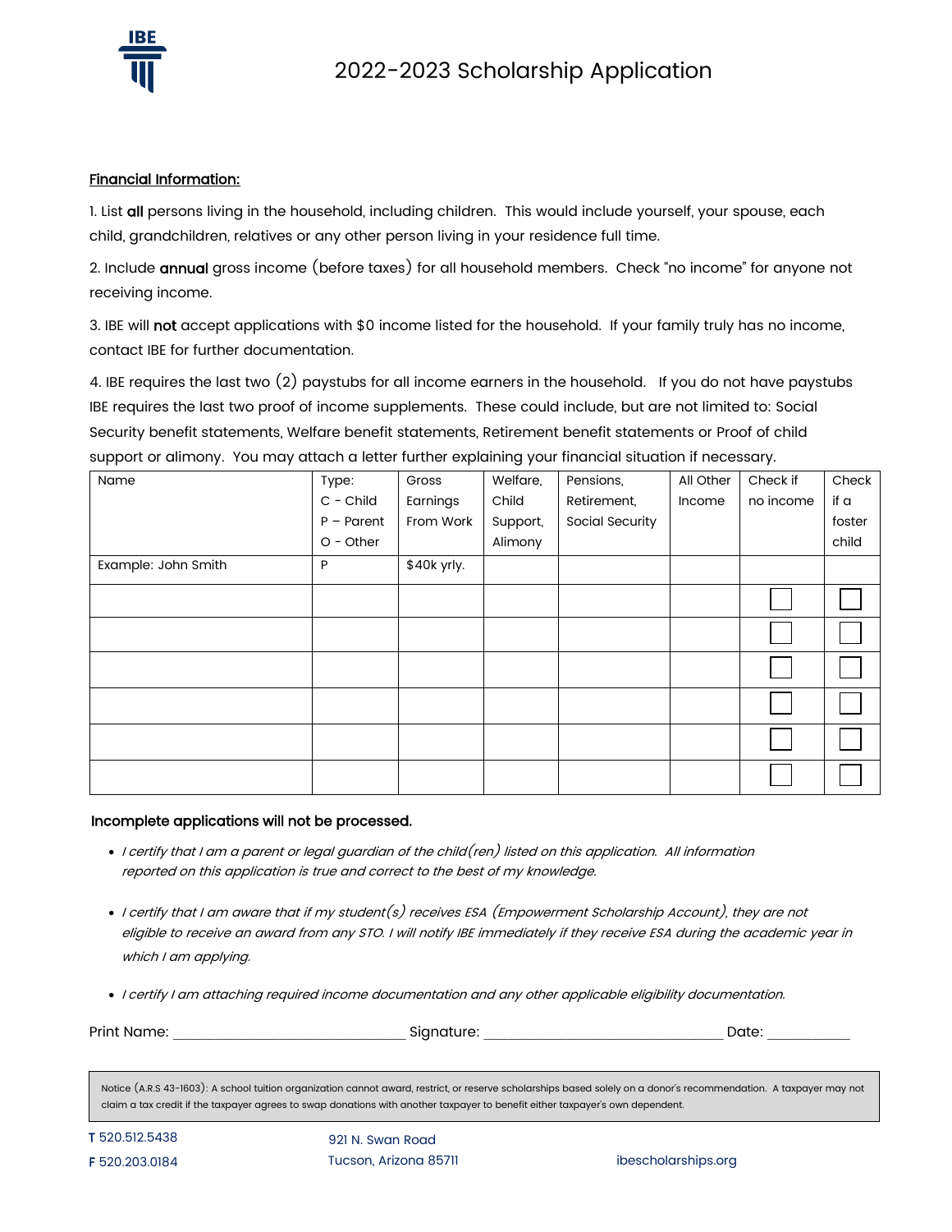# 2022-2023 Scholarship Application

**Financial Information:**

1. List **all** persons living in the household, including children. This would include yourself, your spouse, each child, grandchildren, relatives or any other person living in your residence full time.

2. Include **annual** gross income (before taxes) for all household members. Check "no income" for anyone not receiving income.

3. IBE will **not** accept applications with $0 income listed for the household. If your family truly has no income, contact IBE for further documentation.

4. IBE requires the last two (2) paystubs for all income earners in the household. If you do not have paystubs IBE requires the last two proof of income supplements. These could include, but are not limited to: Social Security benefit statements, Welfare benefit statements, Retirement benefit statements or Proof of child support or alimony. You may attach a letter further explaining your financial situation if necessary.

| Name | Type: C - Child P – Parent O - Other | Gross Earnings From Work | Welfare, Child Support, Alimony | Pensions, Retirement, Social Security | All Other Income | Check if no income | Check if a foster child |
|---|---|---|---|---|---|---|---|
| Example: John Smith | P | $40k yrly. | | | | | |
| | | | | | | ☐ | ☐ |
| | | | | | | ☐ | ☐ |
| | | | | | | ☐ | ☐ |
| | | | | | | ☐ | ☐ |
| | | | | | | ☐ | ☐ |
| | | | | | | ☐ | ☐ |

**Incomplete applications will not be processed.**

- *I certify that I am a parent or legal guardian of the child(ren) listed on this application. All information reported on this application is true and correct to the best of my knowledge.*
- *I certify that I am aware that if my student(s) receives ESA (Empowerment Scholarship Account), they are not eligible to receive an award from any STO. I will notify IBE immediately if they receive ESA during the academic year in which I am applying.*
- *I certify I am attaching required income documentation and any other applicable eligibility documentation.*

Print Name: ______________________________ Signature: ______________________________ Date: ___________

Notice (A.R.S 43-1603): A school tuition organization cannot award, restrict, or reserve scholarships based solely on a donor's recommendation. A taxpayer may not claim a tax credit if the taxpayer agrees to swap donations with another taxpayer to benefit either taxpayer's own dependent.

T 520.512.5438
F 520.203.0184

921 N. Swan Road
Tucson, Arizona 85711

ibescholarships.org